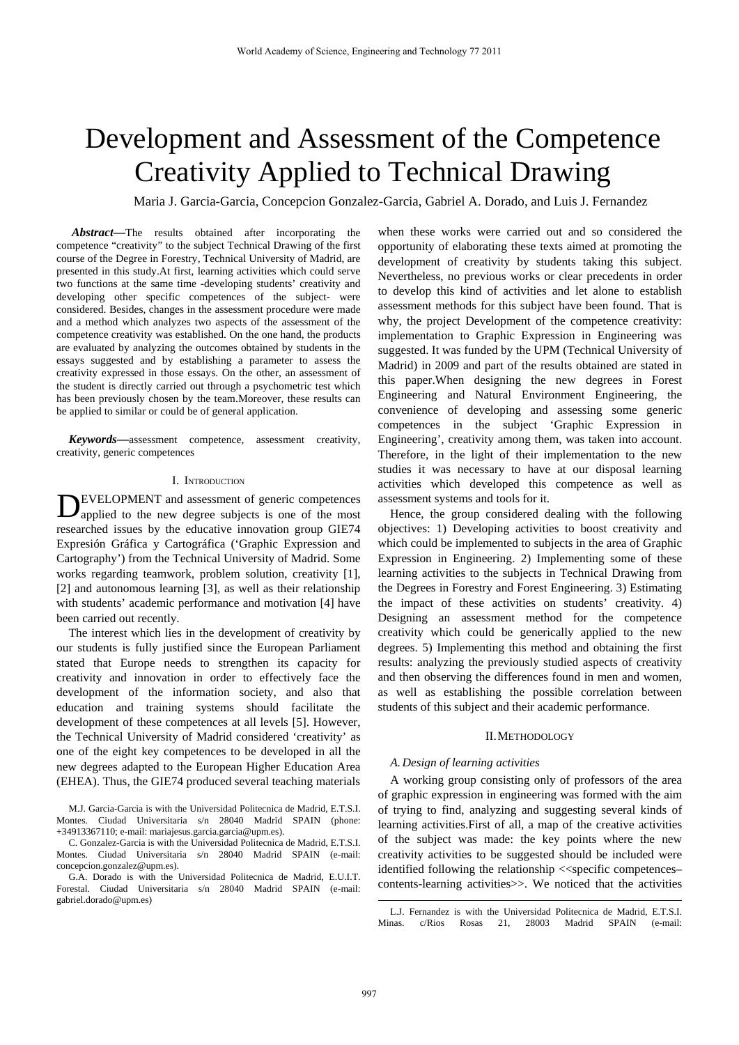# Development and Assessment of the Competence Creativity Applied to Technical Drawing

Maria J. Garcia-Garcia, Concepcion Gonzalez-Garcia, Gabriel A. Dorado, and Luis J. Fernandez

***Abstract*—**The results obtained after incorporating the competence "creativity" to the subject Technical Drawing of the first course of the Degree in Forestry, Technical University of Madrid, are presented in this study.At first, learning activities which could serve two functions at the same time -developing students' creativity and developing other specific competences of the subject- were considered. Besides, changes in the assessment procedure were made and a method which analyzes two aspects of the assessment of the competence creativity was established. On the one hand, the products are evaluated by analyzing the outcomes obtained by students in the essays suggested and by establishing a parameter to assess the creativity expressed in those essays. On the other, an assessment of the student is directly carried out through a psychometric test which has been previously chosen by the team.Moreover, these results can be applied to similar or could be of general application.

***Keywords*—**assessment competence, assessment creativity, creativity, generic competences

## I. Introduction

DEVELOPMENT and assessment of generic competences applied to the new degree subjects is one of the most researched issues by the educative innovation group GIE74 Expresión Gráfica y Cartográfica ('Graphic Expression and Cartography') from the Technical University of Madrid. Some works regarding teamwork, problem solution, creativity [1], [2] and autonomous learning [3], as well as their relationship with students' academic performance and motivation [4] have been carried out recently.

The interest which lies in the development of creativity by our students is fully justified since the European Parliament stated that Europe needs to strengthen its capacity for creativity and innovation in order to effectively face the development of the information society, and also that education and training systems should facilitate the development of these competences at all levels [5]. However, the Technical University of Madrid considered 'creativity' as one of the eight key competences to be developed in all the new degrees adapted to the European Higher Education Area (EHEA). Thus, the GIE74 produced several teaching materials when these works were carried out and so considered the opportunity of elaborating these texts aimed at promoting the development of creativity by students taking this subject. Nevertheless, no previous works or clear precedents in order to develop this kind of activities and let alone to establish assessment methods for this subject have been found. That is why, the project Development of the competence creativity: implementation to Graphic Expression in Engineering was suggested. It was funded by the UPM (Technical University of Madrid) in 2009 and part of the results obtained are stated in this paper.When designing the new degrees in Forest Engineering and Natural Environment Engineering, the convenience of developing and assessing some generic competences in the subject 'Graphic Expression in Engineering', creativity among them, was taken into account. Therefore, in the light of their implementation to the new studies it was necessary to have at our disposal learning activities which developed this competence as well as assessment systems and tools for it.

Hence, the group considered dealing with the following objectives: 1) Developing activities to boost creativity and which could be implemented to subjects in the area of Graphic Expression in Engineering. 2) Implementing some of these learning activities to the subjects in Technical Drawing from the Degrees in Forestry and Forest Engineering. 3) Estimating the impact of these activities on students' creativity. 4) Designing an assessment method for the competence creativity which could be generically applied to the new degrees. 5) Implementing this method and obtaining the first results: analyzing the previously studied aspects of creativity and then observing the differences found in men and women, as well as establishing the possible correlation between students of this subject and their academic performance.

## II. Methodology

### A. Design of learning activities

A working group consisting only of professors of the area of graphic expression in engineering was formed with the aim of trying to find, analyzing and suggesting several kinds of learning activities.First of all, a map of the creative activities of the subject was made: the key points where the new creativity activities to be suggested should be included were identified following the relationship <<specific competences–contents-learning activities>>. We noticed that the activities

M.J. Garcia-Garcia is with the Universidad Politecnica de Madrid, E.T.S.I. Montes. Ciudad Universitaria s/n 28040 Madrid SPAIN (phone: +34913367110; e-mail: mariajesus.garcia.garcia@upm.es).

C. Gonzalez-Garcia is with the Universidad Politecnica de Madrid, E.T.S.I. Montes. Ciudad Universitaria s/n 28040 Madrid SPAIN (e-mail: concepcion.gonzalez@upm.es).

G.A. Dorado is with the Universidad Politecnica de Madrid, E.U.I.T. Forestal. Ciudad Universitaria s/n 28040 Madrid SPAIN (e-mail: gabriel.dorado@upm.es)

L.J. Fernandez is with the Universidad Politecnica de Madrid, E.T.S.I. Minas. c/Rios Rosas 21, 28003 Madrid SPAIN (e-mail: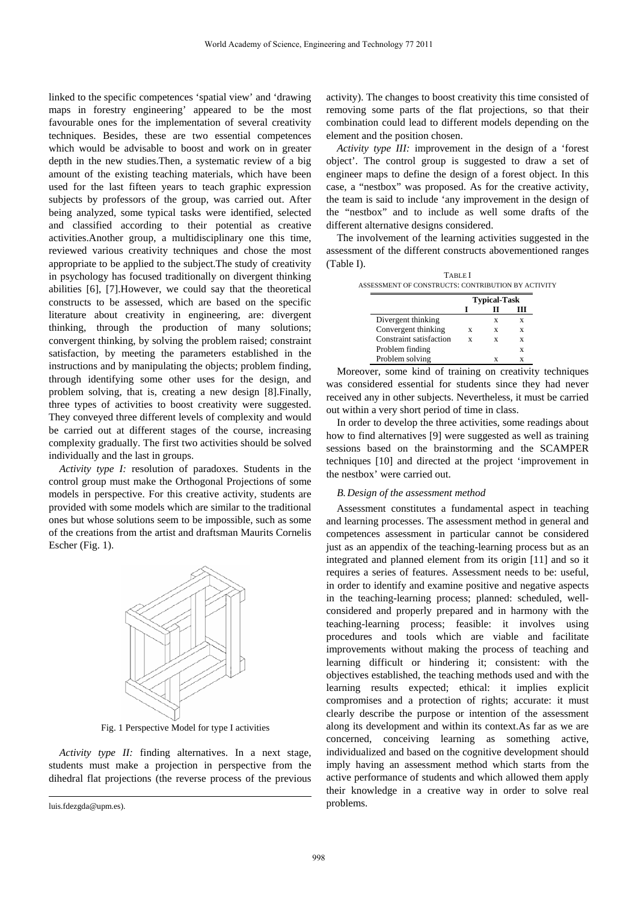linked to the specific competences 'spatial view' and 'drawing maps in forestry engineering' appeared to be the most favourable ones for the implementation of several creativity techniques. Besides, these are two essential competences which would be advisable to boost and work on in greater depth in the new studies.Then, a systematic review of a big amount of the existing teaching materials, which have been used for the last fifteen years to teach graphic expression subjects by professors of the group, was carried out. After being analyzed, some typical tasks were identified, selected and classified according to their potential as creative activities.Another group, a multidisciplinary one this time, reviewed various creativity techniques and chose the most appropriate to be applied to the subject.The study of creativity in psychology has focused traditionally on divergent thinking abilities [6], [7].However, we could say that the theoretical constructs to be assessed, which are based on the specific literature about creativity in engineering, are: divergent thinking, through the production of many solutions; convergent thinking, by solving the problem raised; constraint satisfaction, by meeting the parameters established in the instructions and by manipulating the objects; problem finding, through identifying some other uses for the design, and problem solving, that is, creating a new design [8].Finally, three types of activities to boost creativity were suggested. They conveyed three different levels of complexity and would be carried out at different stages of the course, increasing complexity gradually. The first two activities should be solved individually and the last in groups.

*Activity type I:* resolution of paradoxes. Students in the control group must make the Orthogonal Projections of some models in perspective. For this creative activity, students are provided with some models which are similar to the traditional ones but whose solutions seem to be impossible, such as some of the creations from the artist and draftsman Maurits Cornelis Escher (Fig. 1).

Fig. 1 Perspective Model for type I activities

*Activity type II:* finding alternatives. In a next stage, students must make a projection in perspective from the dihedral flat projections (the reverse process of the previous activity). The changes to boost creativity this time consisted of removing some parts of the flat projections, so that their combination could lead to different models depending on the element and the position chosen.

*Activity type III:* improvement in the design of a 'forest object'. The control group is suggested to draw a set of engineer maps to define the design of a forest object. In this case, a "nestbox" was proposed. As for the creative activity, the team is said to include 'any improvement in the design of the "nestbox" and to include as well some drafts of the different alternative designs considered.

The involvement of the learning activities suggested in the assessment of the different constructs abovementioned ranges (Table I).

TABLE I
ASSESSMENT OF CONSTRUCTS: CONTRIBUTION BY ACTIVITY

| | Typical-Task | | |
|---|---|---|---|
| | I | II | III |
| Divergent thinking | | x | x |
| Convergent thinking | x | x | x |
| Constraint satisfaction | x | x | x |
| Problem finding | | | x |
| Problem solving | | x | x |

Moreover, some kind of training on creativity techniques was considered essential for students since they had never received any in other subjects. Nevertheless, it must be carried out within a very short period of time in class.

In order to develop the three activities, some readings about how to find alternatives [9] were suggested as well as training sessions based on the brainstorming and the SCAMPER techniques [10] and directed at the project 'improvement in the nestbox' were carried out.

### *B. Design of the assessment method*

Assessment constitutes a fundamental aspect in teaching and learning processes. The assessment method in general and competences assessment in particular cannot be considered just as an appendix of the teaching-learning process but as an integrated and planned element from its origin [11] and so it requires a series of features. Assessment needs to be: useful, in order to identify and examine positive and negative aspects in the teaching-learning process; planned: scheduled, well-considered and properly prepared and in harmony with the teaching-learning process; feasible: it involves using procedures and tools which are viable and facilitate improvements without making the process of teaching and learning difficult or hindering it; consistent: with the objectives established, the teaching methods used and with the learning results expected; ethical: it implies explicit compromises and a protection of rights; accurate: it must clearly describe the purpose or intention of the assessment along its development and within its context.As far as we are concerned, conceiving learning as something active, individualized and based on the cognitive development should imply having an assessment method which starts from the active performance of students and which allowed them apply their knowledge in a creative way in order to solve real problems.

luis.fdezgda@upm.es).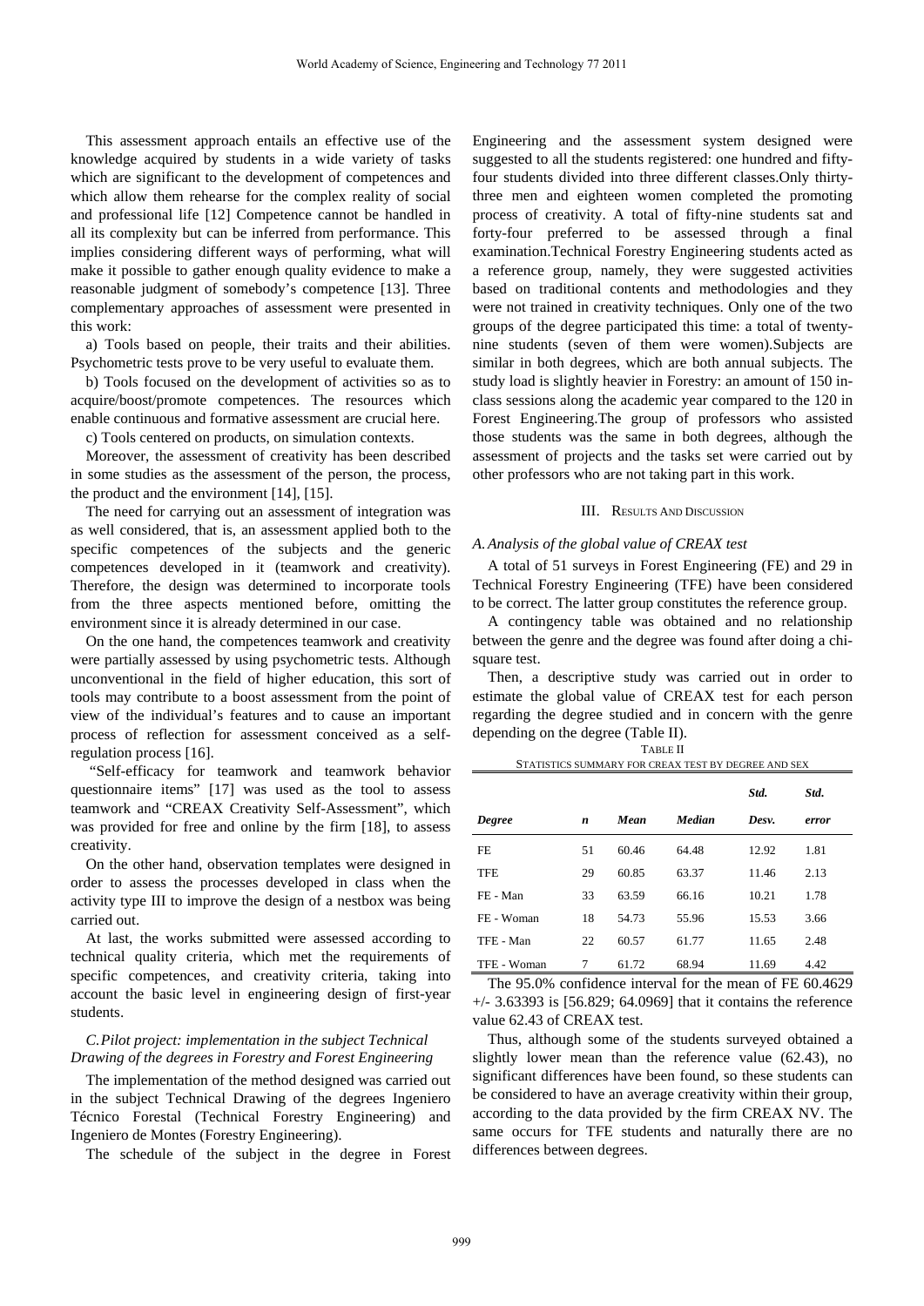This assessment approach entails an effective use of the knowledge acquired by students in a wide variety of tasks which are significant to the development of competences and which allow them rehearse for the complex reality of social and professional life [12] Competence cannot be handled in all its complexity but can be inferred from performance. This implies considering different ways of performing, what will make it possible to gather enough quality evidence to make a reasonable judgment of somebody's competence [13]. Three complementary approaches of assessment were presented in this work:

a) Tools based on people, their traits and their abilities. Psychometric tests prove to be very useful to evaluate them.

b) Tools focused on the development of activities so as to acquire/boost/promote competences. The resources which enable continuous and formative assessment are crucial here.

c) Tools centered on products, on simulation contexts.

Moreover, the assessment of creativity has been described in some studies as the assessment of the person, the process, the product and the environment [14], [15].

The need for carrying out an assessment of integration was as well considered, that is, an assessment applied both to the specific competences of the subjects and the generic competences developed in it (teamwork and creativity). Therefore, the design was determined to incorporate tools from the three aspects mentioned before, omitting the environment since it is already determined in our case.

On the one hand, the competences teamwork and creativity were partially assessed by using psychometric tests. Although unconventional in the field of higher education, this sort of tools may contribute to a boost assessment from the point of view of the individual's features and to cause an important process of reflection for assessment conceived as a self-regulation process [16].

"Self-efficacy for teamwork and teamwork behavior questionnaire items" [17] was used as the tool to assess teamwork and "CREAX Creativity Self-Assessment", which was provided for free and online by the firm [18], to assess creativity.

On the other hand, observation templates were designed in order to assess the processes developed in class when the activity type III to improve the design of a nestbox was being carried out.

At last, the works submitted were assessed according to technical quality criteria, which met the requirements of specific competences, and creativity criteria, taking into account the basic level in engineering design of first-year students.

### *C. Pilot project: implementation in the subject Technical Drawing of the degrees in Forestry and Forest Engineering*

The implementation of the method designed was carried out in the subject Technical Drawing of the degrees Ingeniero Técnico Forestal (Technical Forestry Engineering) and Ingeniero de Montes (Forestry Engineering).

The schedule of the subject in the degree in Forest Engineering and the assessment system designed were suggested to all the students registered: one hundred and fifty-four students divided into three different classes.Only thirty-three men and eighteen women completed the promoting process of creativity. A total of fifty-nine students sat and forty-four preferred to be assessed through a final examination.Technical Forestry Engineering students acted as a reference group, namely, they were suggested activities based on traditional contents and methodologies and they were not trained in creativity techniques. Only one of the two groups of the degree participated this time: a total of twenty-nine students (seven of them were women).Subjects are similar in both degrees, which are both annual subjects. The study load is slightly heavier in Forestry: an amount of 150 in-class sessions along the academic year compared to the 120 in Forest Engineering.The group of professors who assisted those students was the same in both degrees, although the assessment of projects and the tasks set were carried out by other professors who are not taking part in this work.

## III. Results And Discussion

### *A. Analysis of the global value of CREAX test*

A total of 51 surveys in Forest Engineering (FE) and 29 in Technical Forestry Engineering (TFE) have been considered to be correct. The latter group constitutes the reference group.

A contingency table was obtained and no relationship between the genre and the degree was found after doing a chi-square test.

Then, a descriptive study was carried out in order to estimate the global value of CREAX test for each person regarding the degree studied and in concern with the genre depending on the degree (Table II).

TABLE II
Statistics summary for CREAX test by degree and sex

| *Degree* | *n* | *Mean* | *Median* | *Std. Desv.* | *Std. error* |
|---|---|---|---|---|---|
| FE | 51 | 60.46 | 64.48 | 12.92 | 1.81 |
| TFE | 29 | 60.85 | 63.37 | 11.46 | 2.13 |
| FE - Man | 33 | 63.59 | 66.16 | 10.21 | 1.78 |
| FE - Woman | 18 | 54.73 | 55.96 | 15.53 | 3.66 |
| TFE - Man | 22 | 60.57 | 61.77 | 11.65 | 2.48 |
| TFE - Woman | 7 | 61.72 | 68.94 | 11.69 | 4.42 |

The 95.0% confidence interval for the mean of FE 60.4629 +/- 3.63393 is [56.829; 64.0969] that it contains the reference value 62.43 of CREAX test.

Thus, although some of the students surveyed obtained a slightly lower mean than the reference value (62.43), no significant differences have been found, so these students can be considered to have an average creativity within their group, according to the data provided by the firm CREAX NV. The same occurs for TFE students and naturally there are no differences between degrees.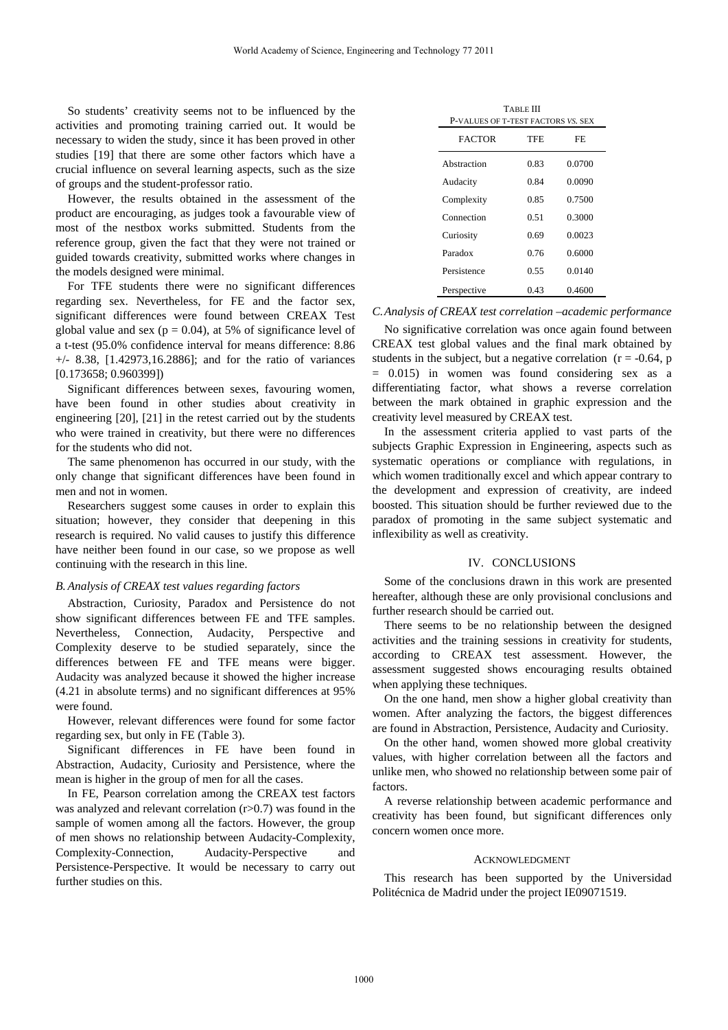So students' creativity seems not to be influenced by the activities and promoting training carried out. It would be necessary to widen the study, since it has been proved in other studies [19] that there are some other factors which have a crucial influence on several learning aspects, such as the size of groups and the student-professor ratio.

However, the results obtained in the assessment of the product are encouraging, as judges took a favourable view of most of the nestbox works submitted. Students from the reference group, given the fact that they were not trained or guided towards creativity, submitted works where changes in the models designed were minimal.

For TFE students there were no significant differences regarding sex. Nevertheless, for FE and the factor sex, significant differences were found between CREAX Test global value and sex ($p = 0.04$), at 5% of significance level of a t-test (95.0% confidence interval for means difference: 8.86 +/- 8.38, [1.42973,16.2886]; and for the ratio of variances [0.173658; 0.960399])

Significant differences between sexes, favouring women, have been found in other studies about creativity in engineering [20], [21] in the retest carried out by the students who were trained in creativity, but there were no differences for the students who did not.

The same phenomenon has occurred in our study, with the only change that significant differences have been found in men and not in women.

Researchers suggest some causes in order to explain this situation; however, they consider that deepening in this research is required. No valid causes to justify this difference have neither been found in our case, so we propose as well continuing with the research in this line.

### *B. Analysis of CREAX test values regarding factors*

Abstraction, Curiosity, Paradox and Persistence do not show significant differences between FE and TFE samples. Nevertheless, Connection, Audacity, Perspective and Complexity deserve to be studied separately, since the differences between FE and TFE means were bigger. Audacity was analyzed because it showed the higher increase (4.21 in absolute terms) and no significant differences at 95% were found.

However, relevant differences were found for some factor regarding sex, but only in FE (Table 3).

Significant differences in FE have been found in Abstraction, Audacity, Curiosity and Persistence, where the mean is higher in the group of men for all the cases.

In FE, Pearson correlation among the CREAX test factors was analyzed and relevant correlation ($r>0.7$) was found in the sample of women among all the factors. However, the group of men shows no relationship between Audacity-Complexity, Complexity-Connection, Audacity-Perspective and Persistence-Perspective. It would be necessary to carry out further studies on this.

TABLE III
P-VALUES OF T-TEST FACTORS *VS.* SEX

| FACTOR | TFE | FE |
|---|---|---|
| Abstraction | 0.83 | 0.0700 |
| Audacity | 0.84 | 0.0090 |
| Complexity | 0.85 | 0.7500 |
| Connection | 0.51 | 0.3000 |
| Curiosity | 0.69 | 0.0023 |
| Paradox | 0.76 | 0.6000 |
| Persistence | 0.55 | 0.0140 |
| Perspective | 0.43 | 0.4600 |

### *C. Analysis of CREAX test correlation –academic performance*

No significative correlation was once again found between CREAX test global values and the final mark obtained by students in the subject, but a negative correlation ($r = -0.64$, $p = 0.015$) in women was found considering sex as a differentiating factor, what shows a reverse correlation between the mark obtained in graphic expression and the creativity level measured by CREAX test.

In the assessment criteria applied to vast parts of the subjects Graphic Expression in Engineering, aspects such as systematic operations or compliance with regulations, in which women traditionally excel and which appear contrary to the development and expression of creativity, are indeed boosted. This situation should be further reviewed due to the paradox of promoting in the same subject systematic and inflexibility as well as creativity.

## IV. CONCLUSIONS

Some of the conclusions drawn in this work are presented hereafter, although these are only provisional conclusions and further research should be carried out.

There seems to be no relationship between the designed activities and the training sessions in creativity for students, according to CREAX test assessment. However, the assessment suggested shows encouraging results obtained when applying these techniques.

On the one hand, men show a higher global creativity than women. After analyzing the factors, the biggest differences are found in Abstraction, Persistence, Audacity and Curiosity.

On the other hand, women showed more global creativity values, with higher correlation between all the factors and unlike men, who showed no relationship between some pair of factors.

A reverse relationship between academic performance and creativity has been found, but significant differences only concern women once more.

## ACKNOWLEDGMENT

This research has been supported by the Universidad Politécnica de Madrid under the project IE09071519.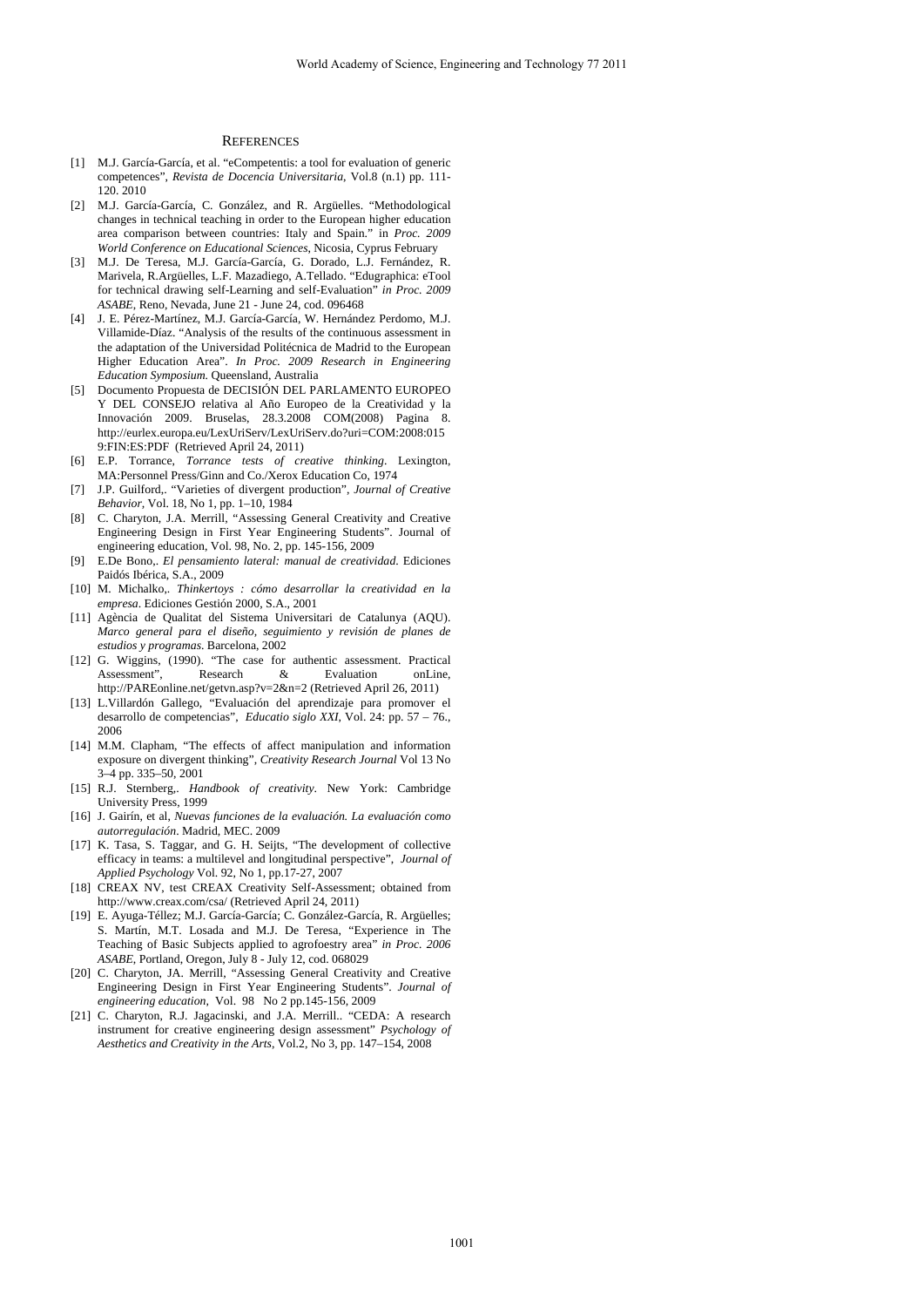# REFERENCES

[1] M.J. García-García, et al. "eCompetentis: a tool for evaluation of generic competences", *Revista de Docencia Universitaria*, Vol.8 (n.1) pp. 111-120. 2010

[2] M.J. García-García, C. González, and R. Argüelles. "Methodological changes in technical teaching in order to the European higher education area comparison between countries: Italy and Spain." in *Proc. 2009 World Conference on Educational Sciences*, Nicosia, Cyprus February

[3] M.J. De Teresa, M.J. García-García, G. Dorado, L.J. Fernández, R. Marivela, R.Argüelles, L.F. Mazadiego, A.Tellado. "Edugraphica: eTool for technical drawing self-Learning and self-Evaluation" *in Proc. 2009 ASABE*, Reno, Nevada, June 21 - June 24, cod. 096468

[4] J. E. Pérez-Martínez, M.J. García-García, W. Hernández Perdomo, M.J. Villamide-Díaz. "Analysis of the results of the continuous assessment in the adaptation of the Universidad Politécnica de Madrid to the European Higher Education Area". *In Proc. 2009 Research in Engineering Education Symposium.* Queensland, Australia

[5] Documento Propuesta de DECISIÓN DEL PARLAMENTO EUROPEO Y DEL CONSEJO relativa al Año Europeo de la Creatividad y la Innovación 2009. Bruselas, 28.3.2008 COM(2008) Pagina 8. http://eurlex.europa.eu/LexUriServ/LexUriServ.do?uri=COM:2008:0159:FIN:ES:PDF (Retrieved April 24, 2011)

[6] E.P. Torrance, *Torrance tests of creative thinking*. Lexington, MA:Personnel Press/Ginn and Co./Xerox Education Co, 1974

[7] J.P. Guilford,. "Varieties of divergent production", *Journal of Creative Behavior*, Vol. 18, No 1, pp. 1–10, 1984

[8] C. Charyton, J.A. Merrill, "Assessing General Creativity and Creative Engineering Design in First Year Engineering Students". Journal of engineering education, Vol. 98, No. 2, pp. 145-156, 2009

[9] E.De Bono,. *El pensamiento lateral: manual de creatividad*. Ediciones Paidós Ibérica, S.A., 2009

[10] M. Michalko,. *Thinkertoys : cómo desarrollar la creatividad en la empresa*. Ediciones Gestión 2000, S.A., 2001

[11] Agència de Qualitat del Sistema Universitari de Catalunya (AQU). *Marco general para el diseño, seguimiento y revisión de planes de estudios y programas*. Barcelona, 2002

[12] G. Wiggins, (1990). "The case for authentic assessment. Practical Assessment", Research & Evaluation onLine, http://PAREonline.net/getvn.asp?v=2&n=2 (Retrieved April 26, 2011)

[13] L.Villardón Gallego, "Evaluación del aprendizaje para promover el desarrollo de competencias", *Educatio siglo XXI*, Vol. 24: pp. 57 – 76., 2006

[14] M.M. Clapham, "The effects of affect manipulation and information exposure on divergent thinking", *Creativity Research Journal* Vol 13 No 3–4 pp. 335–50, 2001

[15] R.J. Sternberg,. *Handbook of creativity*. New York: Cambridge University Press, 1999

[16] J. Gairín, et al, *Nuevas funciones de la evaluación. La evaluación como autorregulación*. Madrid, MEC. 2009

[17] K. Tasa, S. Taggar, and G. H. Seijts, "The development of collective efficacy in teams: a multilevel and longitudinal perspective", *Journal of Applied Psychology* Vol. 92, No 1, pp.17-27, 2007

[18] CREAX NV, test CREAX Creativity Self-Assessment; obtained from http://www.creax.com/csa/ (Retrieved April 24, 2011)

[19] E. Ayuga-Téllez; M.J. García-García; C. González-García, R. Argüelles; S. Martín, M.T. Losada and M.J. De Teresa, "Experience in The Teaching of Basic Subjects applied to agrofoestry area" *in Proc. 2006 ASABE*, Portland, Oregon, July 8 - July 12, cod. 068029

[20] C. Charyton, JA. Merrill, "Assessing General Creativity and Creative Engineering Design in First Year Engineering Students". *Journal of engineering education*, Vol. 98 No 2 pp.145-156, 2009

[21] C. Charyton, R.J. Jagacinski, and J.A. Merrill.. "CEDA: A research instrument for creative engineering design assessment" *Psychology of Aesthetics and Creativity in the Arts*, Vol.2, No 3, pp. 147–154, 2008